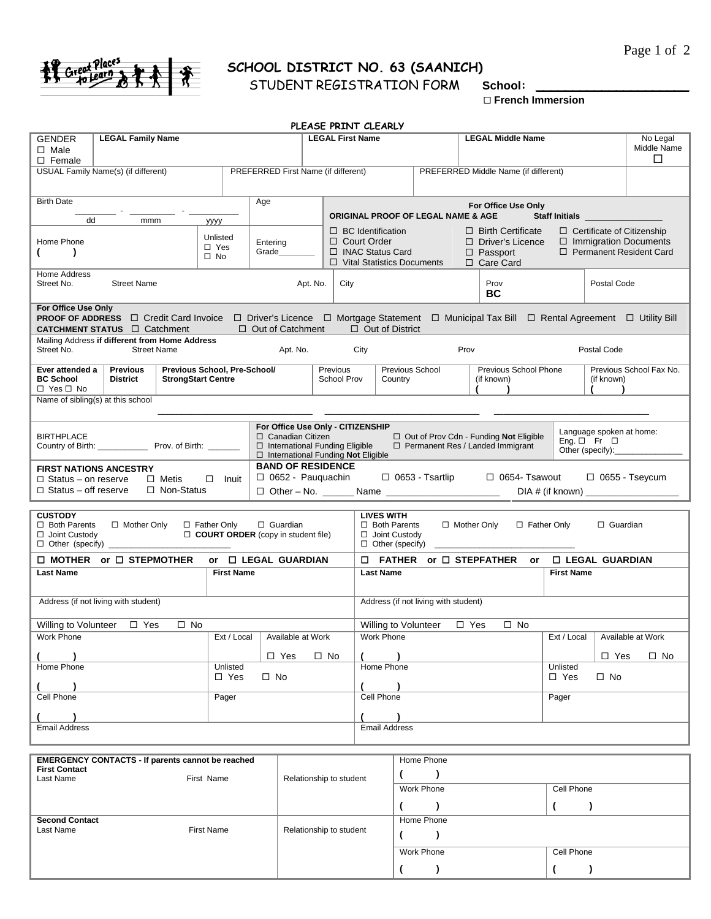# SCHOOL DISTRICT NO. 63 (SAANICH)

STUDENT REGISTRATION FORM **School:** ____________________

☐ **French Immersion**

PLEASE PRINT CLEARLY

| GENDER ☐ Male ☐ Female | **LEGAL Family Name** | **LEGAL First Name** | **LEGAL Middle Name** | No Legal Middle Name ☐ |
|---|---|---|---|---|
| USUAL Family Name(s) (if different) | | PREFERRED First Name (if different) | PREFERRED Middle Name (if different) | |

| Birth Date ______ - ______ - ______ (dd mmm yyyy) | Age | **For Office Use Only** **ORIGINAL PROOF OF LEGAL NAME & AGE** **Staff Initials** ________ |
|---|---|---|
| Home Phone ( ) / Unlisted ☐ Yes ☐ No | Entering Grade________ | ☐ BC Identification ☐ Court Order ☐ INAC Status Card ☐ Vital Statistics Documents ☐ Birth Certificate ☐ Driver's Licence ☐ Passport ☐ Care Card ☐ Certificate of Citizenship ☐ Immigration Documents ☐ Permanent Resident Card |

| Home Address Street No. | Street Name | Apt. No. | City | Prov **BC** | Postal Code |
|---|---|---|---|---|---|

**For Office Use Only**
**PROOF OF ADDRESS** ☐ Credit Card Invoice ☐ Driver's Licence ☐ Mortgage Statement ☐ Municipal Tax Bill ☐ Rental Agreement ☐ Utility Bill
**CATCHMENT STATUS** ☐ Catchment ☐ Out of Catchment ☐ Out of District

| Mailing Address **if different from Home Address** Street No. | Street Name | Apt. No. | City | Prov | Postal Code |
|---|---|---|---|---|---|

| **Ever attended a BC School** ☐ Yes ☐ No | **Previous District** | **Previous School, Pre-School/ StrongStart Centre** | Previous School Prov | Previous School Country | Previous School Phone (if known) ( ) | Previous School Fax No. (if known) ( ) |
|---|---|---|---|---|---|---|

Name of sibling(s) at this school ____________________ ____________________ ____________________

| BIRTHPLACE Country of Birth: __________ Prov. of Birth: ______ | **For Office Use Only - CITIZENSHIP** ☐ Canadian Citizen ☐ International Funding Eligible ☐ International Funding **Not** Eligible ☐ Out of Prov Cdn - Funding **Not** Eligible ☐ Permanent Res / Landed Immigrant | Language spoken at home: Eng. ☐ Fr ☐ Other (specify):__________ |
|---|---|---|
| **FIRST NATIONS ANCESTRY** ☐ Status – on reserve ☐ Metis ☐ Inuit ☐ Status – off reserve ☐ Non-Status | **BAND OF RESIDENCE** ☐ 0652 - Pauquachin ☐ 0653 - Tsartlip ☐ 0654- Tsawout ☐ 0655 - Tseycum ☐ Other – No. ______ Name ____________ DIA # (if known) ____________ | |

| **CUSTODY** ☐ Both Parents ☐ Mother Only ☐ Father Only ☐ Guardian ☐ Joint Custody ☐ **COURT ORDER** (copy in student file) ☐ Other (specify) ____________ | | **LIVES WITH** ☐ Both Parents ☐ Mother Only ☐ Father Only ☐ Guardian ☐ Joint Custody ☐ Other (specify) ____________ | |
|---|---|---|---|
| ☐ **MOTHER** or ☐ **STEPMOTHER** or ☐ **LEGAL GUARDIAN** | | ☐ **FATHER** or ☐ **STEPFATHER** or ☐ **LEGAL GUARDIAN** | |
| **Last Name** | **First Name** | **Last Name** | **First Name** |
| Address (if not living with student) | | Address (if not living with student) | |
| Willing to Volunteer ☐ Yes ☐ No | | Willing to Volunteer ☐ Yes ☐ No | |
| Work Phone ( ) | Ext / Local / Available at Work ☐ Yes ☐ No | Work Phone ( ) | Ext / Local / Available at Work ☐ Yes ☐ No |
| Home Phone ( ) | Unlisted ☐ Yes ☐ No | Home Phone ( ) | Unlisted ☐ Yes ☐ No |
| Cell Phone ( ) | Pager | Cell Phone ( ) | Pager |
| Email Address | | Email Address | |

| **EMERGENCY CONTACTS - If parents cannot be reached** | | | | |
|---|---|---|---|---|
| **First Contact** Last Name | First Name | Relationship to student | Home Phone ( ) | |
| | | | Work Phone ( ) | Cell Phone ( ) |
| **Second Contact** Last Name | First Name | Relationship to student | Home Phone ( ) | |
| | | | Work Phone ( ) | Cell Phone ( ) |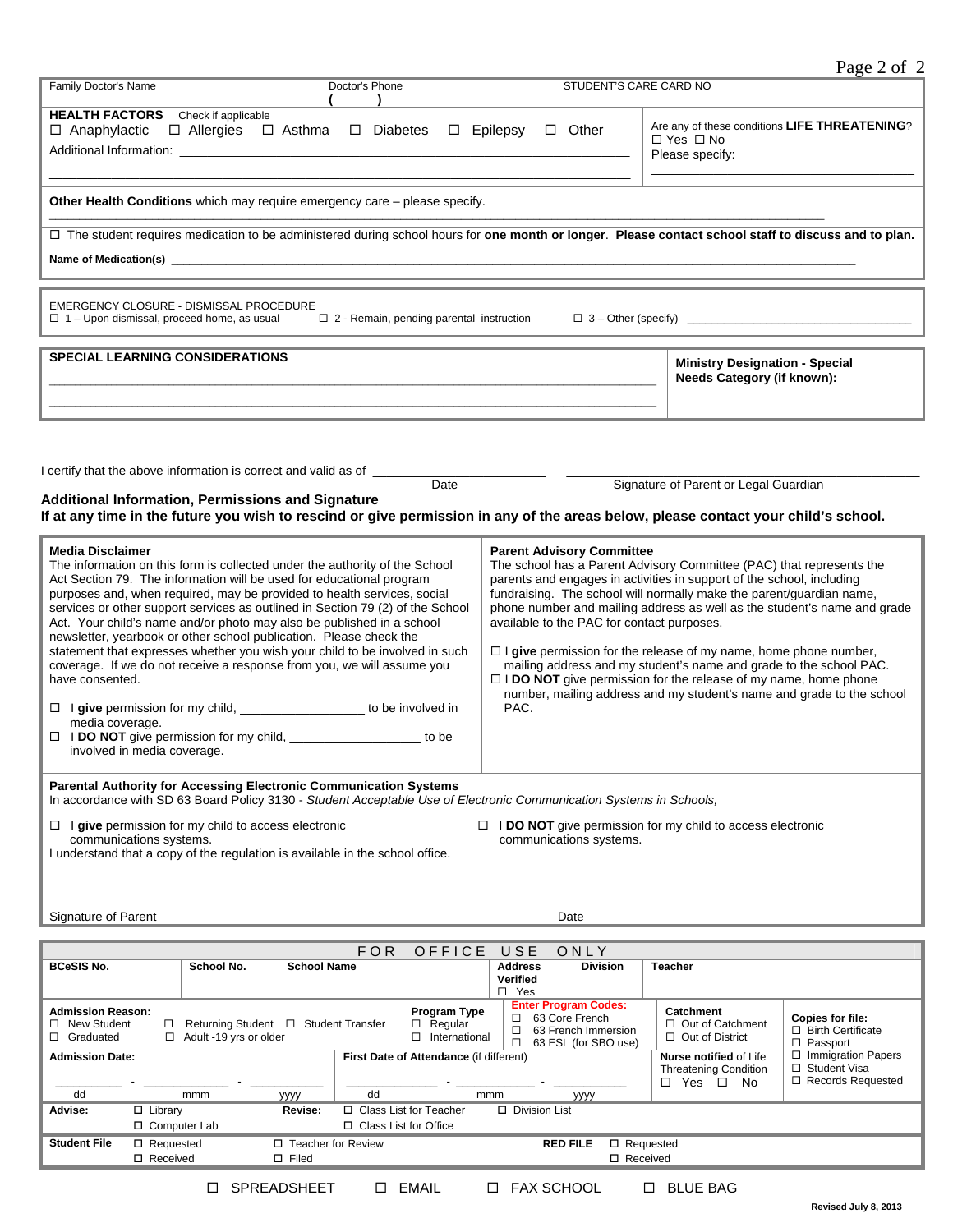| Family Doctor's Name | Doctor's Phone ( ) | STUDENT'S CARE CARD NO |
|---|---|---|

**HEALTH FACTORS** Check if applicable

☐ Anaphylactic ☐ Allergies ☐ Asthma ☐ Diabetes ☐ Epilepsy ☐ Other

Additional Information: ______________________________________________

Are any of these conditions **LIFE THREATENING**? ☐ Yes ☐ No

Please specify: ______________________

**Other Health Conditions** which may require emergency care – please specify.

______________________________________________

☐ The student requires medication to be administered during school hours for **one month or longer**. **Please contact school staff to discuss and to plan.**

**Name of Medication(s)** ______________________________________________

EMERGENCY CLOSURE - DISMISSAL PROCEDURE

☐ 1 – Upon dismissal, proceed home, as usual ☐ 2 - Remain, pending parental instruction ☐ 3 – Other (specify) ______________________

**SPECIAL LEARNING CONSIDERATIONS**

______________________________________________

______________________________________________

**Ministry Designation - Special Needs Category (if known):** ______________________

I certify that the above information is correct and valid as of ____________________ ______________________________

Date Signature of Parent or Legal Guardian

## Additional Information, Permissions and Signature

**If at any time in the future you wish to rescind or give permission in any of the areas below, please contact your child's school.**

**Media Disclaimer**

The information on this form is collected under the authority of the School Act Section 79. The information will be used for educational program purposes and, when required, may be provided to health services, social services or other support services as outlined in Section 79 (2) of the School Act. Your child's name and/or photo may also be published in a school newsletter, yearbook or other school publication. Please check the statement that expresses whether you wish your child to be involved in such coverage. If we do not receive a response from you, we will assume you have consented.

☐ I **give** permission for my child, ________________ to be involved in media coverage.

☐ I **DO NOT** give permission for my child, ________________ to be involved in media coverage.

**Parent Advisory Committee**

The school has a Parent Advisory Committee (PAC) that represents the parents and engages in activities in support of the school, including fundraising. The school will normally make the parent/guardian name, phone number and mailing address as well as the student's name and grade available to the PAC for contact purposes.

☐ I **give** permission for the release of my name, home phone number, mailing address and my student's name and grade to the school PAC.

☐ I **DO NOT** give permission for the release of my name, home phone number, mailing address and my student's name and grade to the school PAC.

**Parental Authority for Accessing Electronic Communication Systems**

In accordance with SD 63 Board Policy 3130 - *Student Acceptable Use of Electronic Communication Systems in Schools,*

☐ I **give** permission for my child to access electronic communications systems.

☐ I **DO NOT** give permission for my child to access electronic communications systems.

I understand that a copy of the regulation is available in the school office.

______________________________ ______________________________

Signature of Parent Date

## FOR OFFICE USE ONLY

| BCeSIS No. | School No. | School Name | Address Verified ☐ Yes | Division | Teacher |
|---|---|---|---|---|---|

**Admission Reason:** ☐ New Student ☐ Returning Student ☐ Student Transfer ☐ Graduated ☐ Adult -19 yrs or older

**Program Type** ☐ Regular ☐ International

**Enter Program Codes:** ☐ 63 Core French ☐ 63 French Immersion ☐ 63 ESL (for SBO use)

**Catchment** ☐ Out of Catchment ☐ Out of District

**Copies for file:** ☐ Birth Certificate ☐ Passport ☐ Immigration Papers ☐ Student Visa ☐ Records Requested

**Admission Date:** ________ - ________ - ________ (dd mmm yyyy)

**First Date of Attendance** (if different) ________ - ________ - ________ (dd mmm yyyy)

**Nurse notified** of Life Threatening Condition ☐ Yes ☐ No

**Advise:** ☐ Library ☐ Computer Lab **Revise:** ☐ Class List for Teacher ☐ Class List for Office ☐ Division List

**Student File** ☐ Requested ☐ Received ☐ Teacher for Review ☐ Filed **RED FILE** ☐ Requested ☐ Received

☐ SPREADSHEET ☐ EMAIL ☐ FAX SCHOOL ☐ BLUE BAG

Revised July 8, 2013